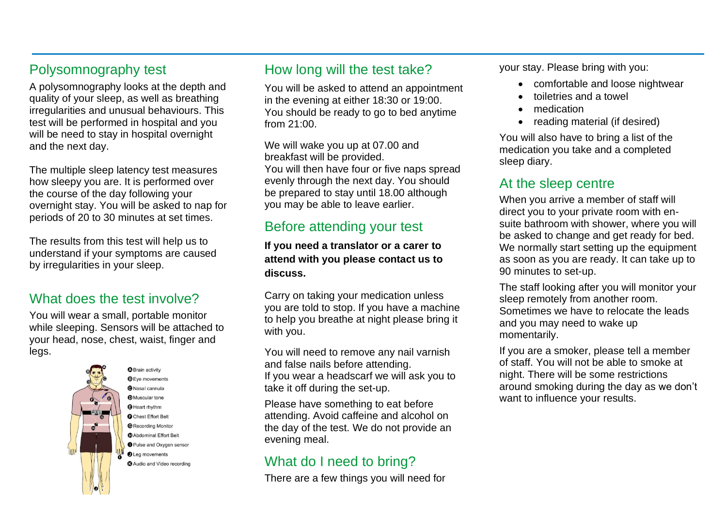## Polysomnography test

A polysomnography looks at the depth and quality of your sleep, as well as breathing irregularities and unusual behaviours. This test will be performed in hospital and you will be need to stay in hospital overnight and the next day.

The multiple sleep latency test measures how sleepy you are. It is performed over the course of the day following your overnight stay. You will be asked to nap for periods of 20 to 30 minutes at set times.

The results from this test will help us to understand if your symptoms are caused by irregularities in your sleep.

## What does the test involve?

You will wear a small, portable monitor while sleeping. Sensors will be attached to your head, nose, chest, waist, finger and legs.

- A Brain activity
- B Eye movements
- C Nasal cannula
- D Muscular tone
- E Heart rhythm
- F Chest Effort Belt
- G Recording Monitor
- H Abdominal Effort Belt
- I Pulse and Oxygen sensor
- J Leg movements
- K Audio and Video recording

## How long will the test take?

You will be asked to attend an appointment in the evening at either 18:30 or 19:00. You should be ready to go to bed anytime from 21:00.

We will wake you up at 07.00 and breakfast will be provided.
You will then have four or five naps spread evenly through the next day. You should be prepared to stay until 18.00 although you may be able to leave earlier.

## Before attending your test

**If you need a translator or a carer to attend with you please contact us to discuss.**

Carry on taking your medication unless you are told to stop. If you have a machine to help you breathe at night please bring it with you.

You will need to remove any nail varnish and false nails before attending.
If you wear a headscarf we will ask you to take it off during the set-up.

Please have something to eat before attending. Avoid caffeine and alcohol on the day of the test. We do not provide an evening meal.

## What do I need to bring?

There are a few things you will need for your stay. Please bring with you:

- comfortable and loose nightwear
- toiletries and a towel
- medication
- reading material (if desired)

You will also have to bring a list of the medication you take and a completed sleep diary.

## At the sleep centre

When you arrive a member of staff will direct you to your private room with en-suite bathroom with shower, where you will be asked to change and get ready for bed. We normally start setting up the equipment as soon as you are ready. It can take up to 90 minutes to set-up.

The staff looking after you will monitor your sleep remotely from another room. Sometimes we have to relocate the leads and you may need to wake up momentarily.

If you are a smoker, please tell a member of staff. You will not be able to smoke at night. There will be some restrictions around smoking during the day as we don't want to influence your results.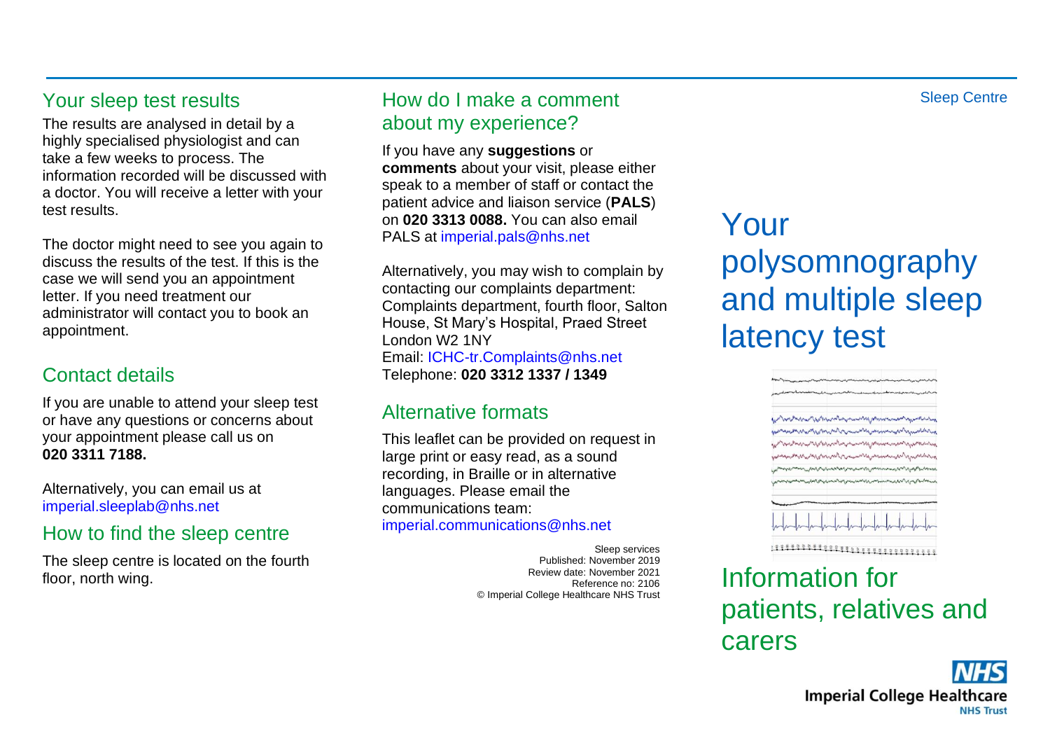## Your sleep test results

The results are analysed in detail by a highly specialised physiologist and can take a few weeks to process. The information recorded will be discussed with a doctor. You will receive a letter with your test results.

The doctor might need to see you again to discuss the results of the test. If this is the case we will send you an appointment letter. If you need treatment our administrator will contact you to book an appointment.

## Contact details

If you are unable to attend your sleep test or have any questions or concerns about your appointment please call us on **020 3311 7188.**

Alternatively, you can email us at imperial.sleeplab@nhs.net

## How to find the sleep centre

The sleep centre is located on the fourth floor, north wing.

## How do I make a comment about my experience?

If you have any **suggestions** or **comments** about your visit, please either speak to a member of staff or contact the patient advice and liaison service (**PALS**) on **020 3313 0088.** You can also email PALS at imperial.pals@nhs.net

Alternatively, you may wish to complain by contacting our complaints department: Complaints department, fourth floor, Salton House, St Mary's Hospital, Praed Street London W2 1NY
Email: ICHC-tr.Complaints@nhs.net
Telephone: **020 3312 1337 / 1349**

## Alternative formats

This leaflet can be provided on request in large print or easy read, as a sound recording, in Braille or in alternative languages. Please email the communications team: imperial.communications@nhs.net

Sleep services
Published: November 2019
Review date: November 2021
Reference no: 2106
© Imperial College Healthcare NHS Trust

Sleep Centre

# Your polysomnography and multiple sleep latency test

## Information for patients, relatives and carers

NHS
Imperial College Healthcare
NHS Trust